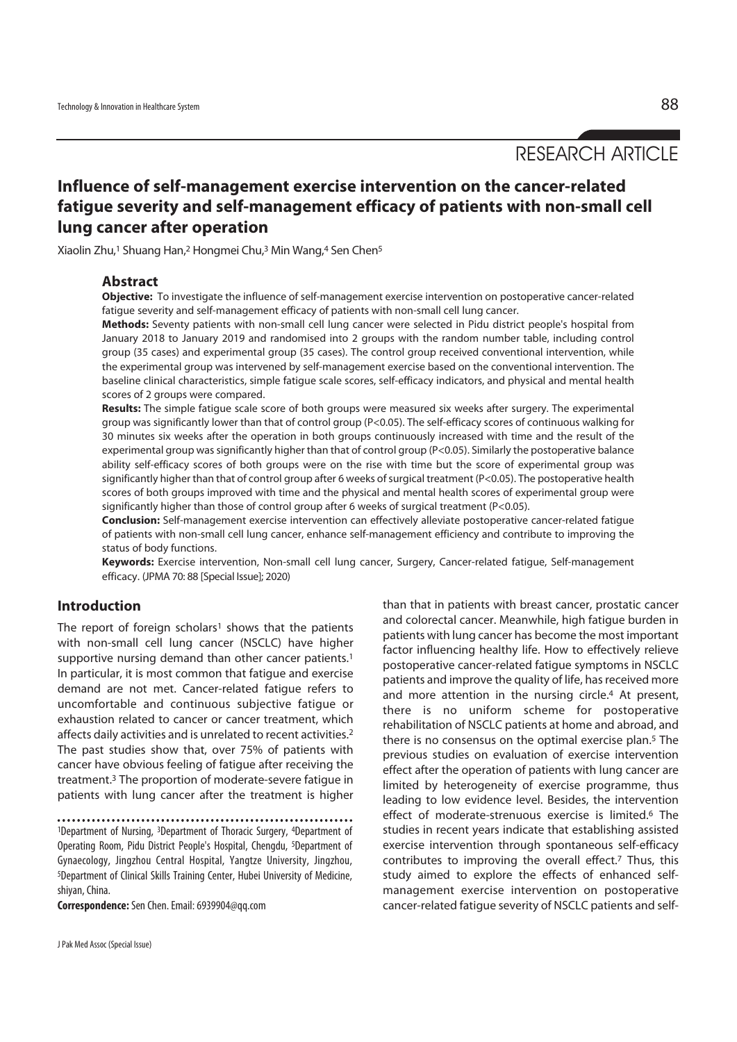RESEARCH ARTICLE

# Influence of self-management exercise intervention on the cancer-related fatigue severity and self-management efficacy of patients with non-small cell lung cancer after operation

Xiaolin Zhu,[1] Shuang Han,[2] Hongmei Chu,[3] Min Wang,[4] Sen Chen[5]

## Abstract

**Objective:** To investigate the influence of self-management exercise intervention on postoperative cancer-related fatigue severity and self-management efficacy of patients with non-small cell lung cancer.

**Methods:** Seventy patients with non-small cell lung cancer were selected in Pidu district people's hospital from January 2018 to January 2019 and randomised into 2 groups with the random number table, including control group (35 cases) and experimental group (35 cases). The control group received conventional intervention, while the experimental group was intervened by self-management exercise based on the conventional intervention. The baseline clinical characteristics, simple fatigue scale scores, self-efficacy indicators, and physical and mental health scores of 2 groups were compared.

**Results:** The simple fatigue scale score of both groups were measured six weeks after surgery. The experimental group was significantly lower than that of control group ($P<0.05$). The self-efficacy scores of continuous walking for 30 minutes six weeks after the operation in both groups continuously increased with time and the result of the experimental group was significantly higher than that of control group ($P<0.05$). Similarly the postoperative balance ability self-efficacy scores of both groups were on the rise with time but the score of experimental group was significantly higher than that of control group after 6 weeks of surgical treatment ($P<0.05$). The postoperative health scores of both groups improved with time and the physical and mental health scores of experimental group were significantly higher than those of control group after 6 weeks of surgical treatment ($P<0.05$).

**Conclusion:** Self-management exercise intervention can effectively alleviate postoperative cancer-related fatigue of patients with non-small cell lung cancer, enhance self-management efficiency and contribute to improving the status of body functions.

**Keywords:** Exercise intervention, Non-small cell lung cancer, Surgery, Cancer-related fatigue, Self-management efficacy. (JPMA 70: 88 [Special Issue]; 2020)

## Introduction

The report of foreign scholars[1] shows that the patients with non-small cell lung cancer (NSCLC) have higher supportive nursing demand than other cancer patients.[1] In particular, it is most common that fatigue and exercise demand are not met. Cancer-related fatigue refers to uncomfortable and continuous subjective fatigue or exhaustion related to cancer or cancer treatment, which affects daily activities and is unrelated to recent activities.[2] The past studies show that, over 75% of patients with cancer have obvious feeling of fatigue after receiving the treatment.[3] The proportion of moderate-severe fatigue in patients with lung cancer after the treatment is higher than that in patients with breast cancer, prostatic cancer and colorectal cancer. Meanwhile, high fatigue burden in patients with lung cancer has become the most important factor influencing healthy life. How to effectively relieve postoperative cancer-related fatigue symptoms in NSCLC patients and improve the quality of life, has received more and more attention in the nursing circle.[4] At present, there is no uniform scheme for postoperative rehabilitation of NSCLC patients at home and abroad, and there is no consensus on the optimal exercise plan.[5] The previous studies on evaluation of exercise intervention effect after the operation of patients with lung cancer are limited by heterogeneity of exercise programme, thus leading to low evidence level. Besides, the intervention effect of moderate-strenuous exercise is limited.[6] The studies in recent years indicate that establishing assisted exercise intervention through spontaneous self-efficacy contributes to improving the overall effect.[7] Thus, this study aimed to explore the effects of enhanced self-management exercise intervention on postoperative cancer-related fatigue severity of NSCLC patients and self-

[1]Department of Nursing, [3]Department of Thoracic Surgery, [4]Department of Operating Room, Pidu District People's Hospital, Chengdu, [5]Department of Gynaecology, Jingzhou Central Hospital, Yangtze University, Jingzhou, [5]Department of Clinical Skills Training Center, Hubei University of Medicine, shiyan, China.

**Correspondence:** Sen Chen. Email: 6939904@qq.com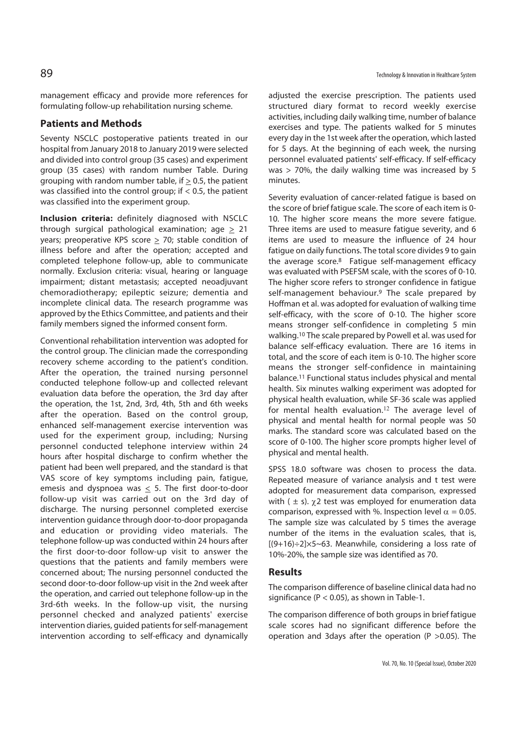management efficacy and provide more references for formulating follow-up rehabilitation nursing scheme.

## Patients and Methods

Seventy NSCLC postoperative patients treated in our hospital from January 2018 to January 2019 were selected and divided into control group (35 cases) and experiment group (35 cases) with random number Table. During grouping with random number table, if $\geq 0.5$, the patient was classified into the control group; if $< 0.5$, the patient was classified into the experiment group.

**Inclusion criteria:** definitely diagnosed with NSCLC through surgical pathological examination; age $\geq 21$ years; preoperative KPS score $\geq 70$; stable condition of illness before and after the operation; accepted and completed telephone follow-up, able to communicate normally. Exclusion criteria: visual, hearing or language impairment; distant metastasis; accepted neoadjuvant chemoradiotherapy; epileptic seizure; dementia and incomplete clinical data. The research programme was approved by the Ethics Committee, and patients and their family members signed the informed consent form.

Conventional rehabilitation intervention was adopted for the control group. The clinician made the corresponding recovery scheme according to the patient's condition. After the operation, the trained nursing personnel conducted telephone follow-up and collected relevant evaluation data before the operation, the 3rd day after the operation, the 1st, 2nd, 3rd, 4th, 5th and 6th weeks after the operation. Based on the control group, enhanced self-management exercise intervention was used for the experiment group, including; Nursing personnel conducted telephone interview within 24 hours after hospital discharge to confirm whether the patient had been well prepared, and the standard is that VAS score of key symptoms including pain, fatigue, emesis and dyspnoea was $\leq 5$. The first door-to-door follow-up visit was carried out on the 3rd day of discharge. The nursing personnel completed exercise intervention guidance through door-to-door propaganda and education or providing video materials. The telephone follow-up was conducted within 24 hours after the first door-to-door follow-up visit to answer the questions that the patients and family members were concerned about; The nursing personnel conducted the second door-to-door follow-up visit in the 2nd week after the operation, and carried out telephone follow-up in the 3rd-6th weeks. In the follow-up visit, the nursing personnel checked and analyzed patients' exercise intervention diaries, guided patients for self-management intervention according to self-efficacy and dynamically adjusted the exercise prescription. The patients used structured diary format to record weekly exercise activities, including daily walking time, number of balance exercises and type. The patients walked for 5 minutes every day in the 1st week after the operation, which lasted for 5 days. At the beginning of each week, the nursing personnel evaluated patients' self-efficacy. If self-efficacy was > 70%, the daily walking time was increased by 5 minutes.

Severity evaluation of cancer-related fatigue is based on the score of brief fatigue scale. The score of each item is 0-10. The higher score means the more severe fatigue. Three items are used to measure fatigue severity, and 6 items are used to measure the influence of 24 hour fatigue on daily functions. The total score divides 9 to gain the average score.[8] Fatigue self-management efficacy was evaluated with PSEFSM scale, with the scores of 0-10. The higher score refers to stronger confidence in fatigue self-management behaviour.[9] The scale prepared by Hoffman et al. was adopted for evaluation of walking time self-efficacy, with the score of 0-10. The higher score means stronger self-confidence in completing 5 min walking.[10] The scale prepared by Powell et al. was used for balance self-efficacy evaluation. There are 16 items in total, and the score of each item is 0-10. The higher score means the stronger self-confidence in maintaining balance.[11] Functional status includes physical and mental health. Six minutes walking experiment was adopted for physical health evaluation, while SF-36 scale was applied for mental health evaluation.[12] The average level of physical and mental health for normal people was 50 marks. The standard score was calculated based on the score of 0-100. The higher score prompts higher level of physical and mental health.

SPSS 18.0 software was chosen to process the data. Repeated measure of variance analysis and t test were adopted for measurement data comparison, expressed with ( $\pm$ s). $\chi^2$ test was employed for enumeration data comparison, expressed with %. Inspection level $\alpha = 0.05$. The sample size was calculated by 5 times the average number of the items in the evaluation scales, that is, $[(9+16)\div 2]\times 5\sim 63$. Meanwhile, considering a loss rate of 10%-20%, the sample size was identified as 70.

## Results

The comparison difference of baseline clinical data had no significance ($P < 0.05$), as shown in Table-1.

The comparison difference of both groups in brief fatigue scale scores had no significant difference before the operation and 3days after the operation ($P > 0.05$). The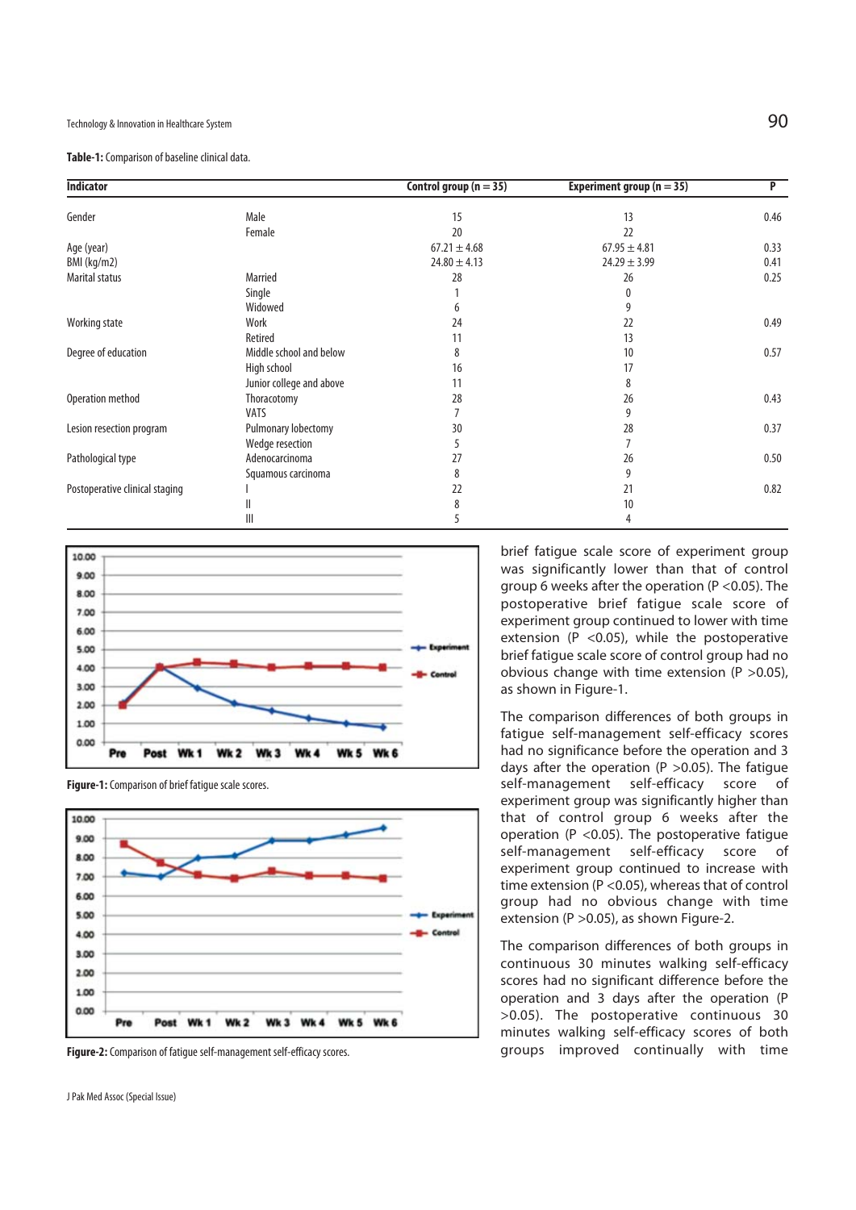**Table-1:** Comparison of baseline clinical data.

| Indicator | | Control group (n = 35) | Experiment group (n = 35) | P |
|---|---|---|---|---|
| Gender | Male | 15 | 13 | 0.46 |
| | Female | 20 | 22 | |
| Age (year) | | 67.21 ± 4.68 | 67.95 ± 4.81 | 0.33 |
| BMI (kg/m2) | | 24.80 ± 4.13 | 24.29 ± 3.99 | 0.41 |
| Marital status | Married | 28 | 26 | 0.25 |
| | Single | 1 | 0 | |
| | Widowed | 6 | 9 | |
| Working state | Work | 24 | 22 | 0.49 |
| | Retired | 11 | 13 | |
| Degree of education | Middle school and below | 8 | 10 | 0.57 |
| | High school | 16 | 17 | |
| | Junior college and above | 11 | 8 | |
| Operation method | Thoracotomy | 28 | 26 | 0.43 |
| | VATS | 7 | 9 | |
| Lesion resection program | Pulmonary lobectomy | 30 | 28 | 0.37 |
| | Wedge resection | 5 | 7 | |
| Pathological type | Adenocarcinoma | 27 | 26 | 0.50 |
| | Squamous carcinoma | 8 | 9 | |
| Postoperative clinical staging | I | 22 | 21 | 0.82 |
| | II | 8 | 10 | |
| | III | 5 | 4 | |

**Figure-1:** Comparison of brief fatigue scale scores.

**Figure-2:** Comparison of fatigue self-management self-efficacy scores.

brief fatigue scale score of experiment group was significantly lower than that of control group 6 weeks after the operation (P <0.05). The postoperative brief fatigue scale score of experiment group continued to lower with time extension (P <0.05), while the postoperative brief fatigue scale score of control group had no obvious change with time extension (P >0.05), as shown in Figure-1.

The comparison differences of both groups in fatigue self-management self-efficacy scores had no significance before the operation and 3 days after the operation (P >0.05). The fatigue self-management self-efficacy score of experiment group was significantly higher than that of control group 6 weeks after the operation (P <0.05). The postoperative fatigue self-management self-efficacy score of experiment group continued to increase with time extension (P <0.05), whereas that of control group had no obvious change with time extension (P >0.05), as shown Figure-2.

The comparison differences of both groups in continuous 30 minutes walking self-efficacy scores had no significant difference before the operation and 3 days after the operation (P >0.05). The postoperative continuous 30 minutes walking self-efficacy scores of both groups improved continually with time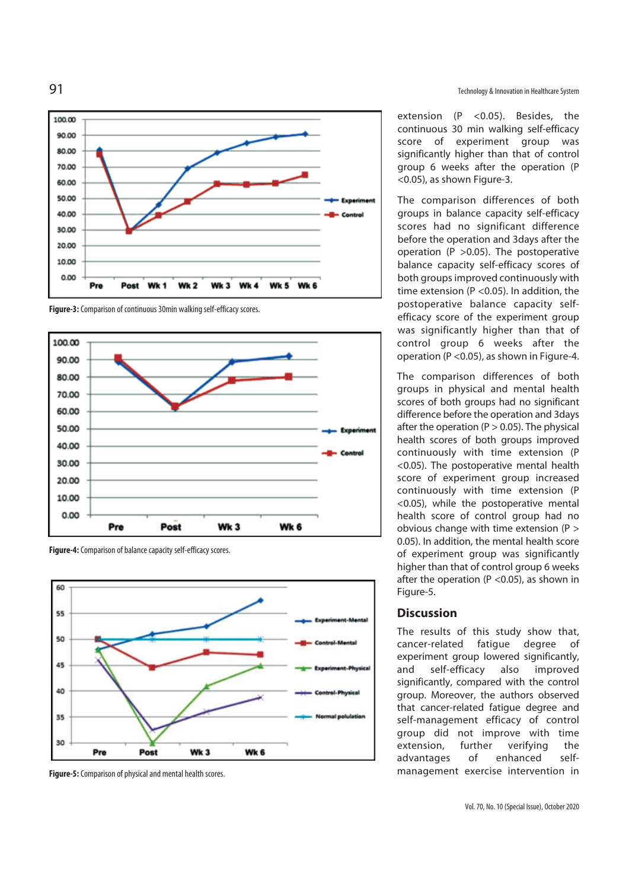Figure-3: Comparison of continuous 30min walking self-efficacy scores.

Figure-4: Comparison of balance capacity self-efficacy scores.

Figure-5: Comparison of physical and mental health scores.

extension (P <0.05). Besides, the continuous 30 min walking self-efficacy score of experiment group was significantly higher than that of control group 6 weeks after the operation (P <0.05), as shown Figure-3.

The comparison differences of both groups in balance capacity self-efficacy scores had no significant difference before the operation and 3days after the operation (P >0.05). The postoperative balance capacity self-efficacy scores of both groups improved continuously with time extension (P <0.05). In addition, the postoperative balance capacity self-efficacy score of the experiment group was significantly higher than that of control group 6 weeks after the operation (P <0.05), as shown in Figure-4.

The comparison differences of both groups in physical and mental health scores of both groups had no significant difference before the operation and 3days after the operation (P > 0.05). The physical health scores of both groups improved continuously with time extension (P <0.05). The postoperative mental health score of experiment group increased continuously with time extension (P <0.05), while the postoperative mental health score of control group had no obvious change with time extension (P > 0.05). In addition, the mental health score of experiment group was significantly higher than that of control group 6 weeks after the operation (P <0.05), as shown in Figure-5.

## Discussion

The results of this study show that, cancer-related fatigue degree of experiment group lowered significantly, and self-efficacy also improved significantly, compared with the control group. Moreover, the authors observed that cancer-related fatigue degree and self-management efficacy of control group did not improve with time extension, further verifying the advantages of enhanced self-management exercise intervention in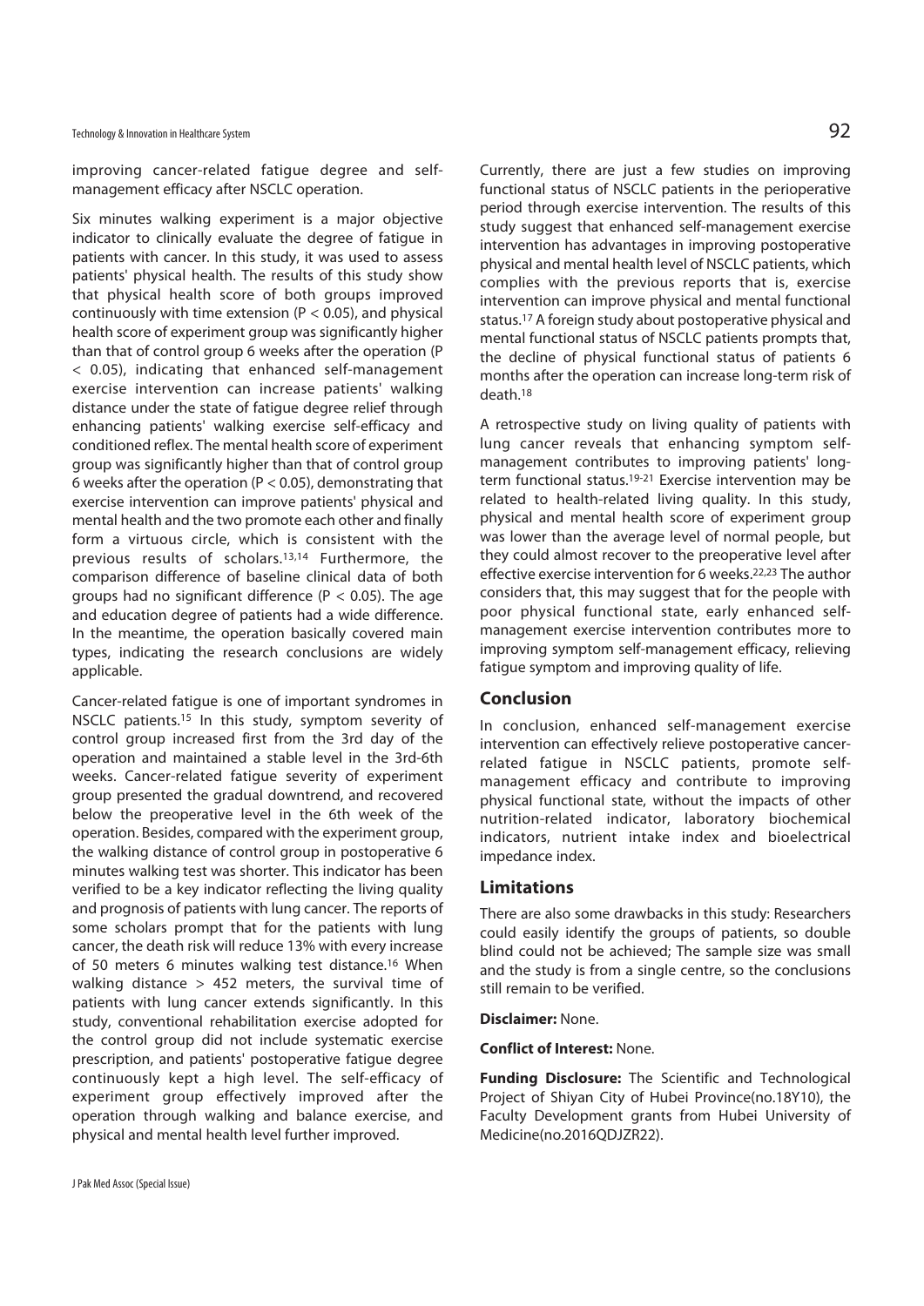improving cancer-related fatigue degree and self-management efficacy after NSCLC operation.

Six minutes walking experiment is a major objective indicator to clinically evaluate the degree of fatigue in patients with cancer. In this study, it was used to assess patients' physical health. The results of this study show that physical health score of both groups improved continuously with time extension ($P < 0.05$), and physical health score of experiment group was significantly higher than that of control group 6 weeks after the operation ($P < 0.05$), indicating that enhanced self-management exercise intervention can increase patients' walking distance under the state of fatigue degree relief through enhancing patients' walking exercise self-efficacy and conditioned reflex. The mental health score of experiment group was significantly higher than that of control group 6 weeks after the operation ($P < 0.05$), demonstrating that exercise intervention can improve patients' physical and mental health and the two promote each other and finally form a virtuous circle, which is consistent with the previous results of scholars.[13,14] Furthermore, the comparison difference of baseline clinical data of both groups had no significant difference ($P < 0.05$). The age and education degree of patients had a wide difference. In the meantime, the operation basically covered main types, indicating the research conclusions are widely applicable.

Cancer-related fatigue is one of important syndromes in NSCLC patients.[15] In this study, symptom severity of control group increased first from the 3rd day of the operation and maintained a stable level in the 3rd-6th weeks. Cancer-related fatigue severity of experiment group presented the gradual downtrend, and recovered below the preoperative level in the 6th week of the operation. Besides, compared with the experiment group, the walking distance of control group in postoperative 6 minutes walking test was shorter. This indicator has been verified to be a key indicator reflecting the living quality and prognosis of patients with lung cancer. The reports of some scholars prompt that for the patients with lung cancer, the death risk will reduce 13% with every increase of 50 meters 6 minutes walking test distance.[16] When walking distance > 452 meters, the survival time of patients with lung cancer extends significantly. In this study, conventional rehabilitation exercise adopted for the control group did not include systematic exercise prescription, and patients' postoperative fatigue degree continuously kept a high level. The self-efficacy of experiment group effectively improved after the operation through walking and balance exercise, and physical and mental health level further improved.

Currently, there are just a few studies on improving functional status of NSCLC patients in the perioperative period through exercise intervention. The results of this study suggest that enhanced self-management exercise intervention has advantages in improving postoperative physical and mental health level of NSCLC patients, which complies with the previous reports that is, exercise intervention can improve physical and mental functional status.[17] A foreign study about postoperative physical and mental functional status of NSCLC patients prompts that, the decline of physical functional status of patients 6 months after the operation can increase long-term risk of death.[18]

A retrospective study on living quality of patients with lung cancer reveals that enhancing symptom self-management contributes to improving patients' long-term functional status.[19-21] Exercise intervention may be related to health-related living quality. In this study, physical and mental health score of experiment group was lower than the average level of normal people, but they could almost recover to the preoperative level after effective exercise intervention for 6 weeks.[22,23] The author considers that, this may suggest that for the people with poor physical functional state, early enhanced self-management exercise intervention contributes more to improving symptom self-management efficacy, relieving fatigue symptom and improving quality of life.

## Conclusion

In conclusion, enhanced self-management exercise intervention can effectively relieve postoperative cancer-related fatigue in NSCLC patients, promote self-management efficacy and contribute to improving physical functional state, without the impacts of other nutrition-related indicator, laboratory biochemical indicators, nutrient intake index and bioelectrical impedance index.

## Limitations

There are also some drawbacks in this study: Researchers could easily identify the groups of patients, so double blind could not be achieved; The sample size was small and the study is from a single centre, so the conclusions still remain to be verified.

**Disclaimer:** None.

**Conflict of Interest:** None.

**Funding Disclosure:** The Scientific and Technological Project of Shiyan City of Hubei Province(no.18Y10), the Faculty Development grants from Hubei University of Medicine(no.2016QDJZR22).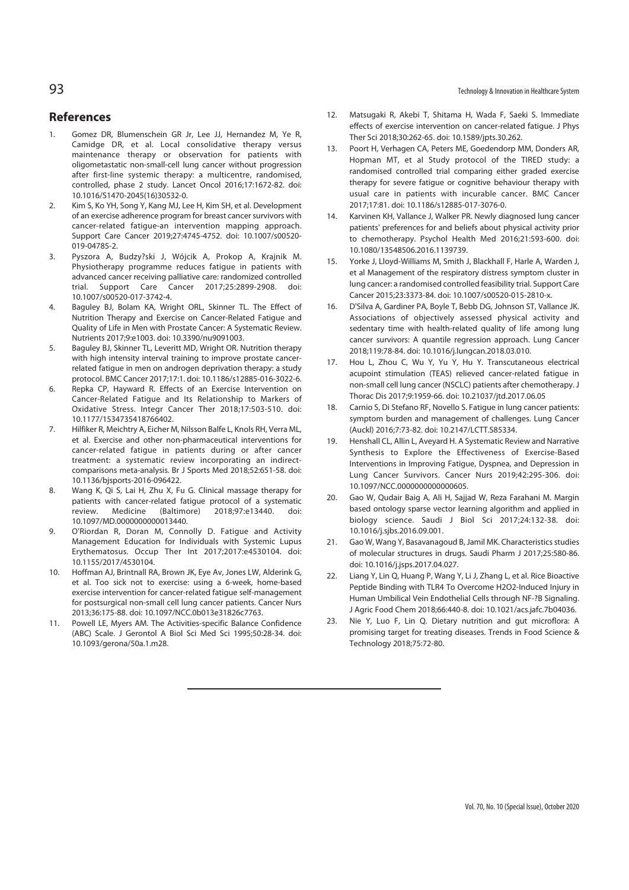## References

1. Gomez DR, Blumenschein GR Jr, Lee JJ, Hernandez M, Ye R, Camidge DR, et al. Local consolidative therapy versus maintenance therapy or observation for patients with oligometastatic non-small-cell lung cancer without progression after first-line systemic therapy: a multicentre, randomised, controlled, phase 2 study. Lancet Oncol 2016;17:1672-82. doi: 10.1016/S1470-2045(16)30532-0.
2. Kim S, Ko YH, Song Y, Kang MJ, Lee H, Kim SH, et al. Development of an exercise adherence program for breast cancer survivors with cancer-related fatigue-an intervention mapping approach. Support Care Cancer 2019;27:4745-4752. doi: 10.1007/s00520-019-04785-2.
3. Pyszora A, Budzy?ski J, Wójcik A, Prokop A, Krajnik M. Physiotherapy programme reduces fatigue in patients with advanced cancer receiving palliative care: randomized controlled trial. Support Care Cancer 2017;25:2899-2908. doi: 10.1007/s00520-017-3742-4.
4. Baguley BJ, Bolam KA, Wright ORL, Skinner TL. The Effect of Nutrition Therapy and Exercise on Cancer-Related Fatigue and Quality of Life in Men with Prostate Cancer: A Systematic Review. Nutrients 2017;9:e1003. doi: 10.3390/nu9091003.
5. Baguley BJ, Skinner TL, Leveritt MD, Wright OR. Nutrition therapy with high intensity interval training to improve prostate cancer-related fatigue in men on androgen deprivation therapy: a study protocol. BMC Cancer 2017;17:1. doi: 10.1186/s12885-016-3022-6.
6. Repka CP, Hayward R. Effects of an Exercise Intervention on Cancer-Related Fatigue and Its Relationship to Markers of Oxidative Stress. Integr Cancer Ther 2018;17:503-510. doi: 10.1177/1534735418766402.
7. Hilfiker R, Meichtry A, Eicher M, Nilsson Balfe L, Knols RH, Verra ML, et al. Exercise and other non-pharmaceutical interventions for cancer-related fatigue in patients during or after cancer treatment: a systematic review incorporating an indirect-comparisons meta-analysis. Br J Sports Med 2018;52:651-58. doi: 10.1136/bjsports-2016-096422.
8. Wang K, Qi S, Lai H, Zhu X, Fu G. Clinical massage therapy for patients with cancer-related fatigue protocol of a systematic review. Medicine (Baltimore) 2018;97:e13440. doi: 10.1097/MD.0000000000013440.
9. O'Riordan R, Doran M, Connolly D. Fatigue and Activity Management Education for Individuals with Systemic Lupus Erythematosus. Occup Ther Int 2017;2017:e4530104. doi: 10.1155/2017/4530104.
10. Hoffman AJ, Brintnall RA, Brown JK, Eye Av, Jones LW, Alderink G, et al. Too sick not to exercise: using a 6-week, home-based exercise intervention for cancer-related fatigue self-management for postsurgical non-small cell lung cancer patients. Cancer Nurs 2013;36:175-88. doi: 10.1097/NCC.0b013e31826c7763.
11. Powell LE, Myers AM. The Activities-specific Balance Confidence (ABC) Scale. J Gerontol A Biol Sci Med Sci 1995;50:28-34. doi: 10.1093/gerona/50a.1.m28.
12. Matsugaki R, Akebi T, Shitama H, Wada F, Saeki S. Immediate effects of exercise intervention on cancer-related fatigue. J Phys Ther Sci 2018;30:262-65. doi: 10.1589/jpts.30.262.
13. Poort H, Verhagen CA, Peters ME, Goedendorp MM, Donders AR, Hopman MT, et al Study protocol of the TIRED study: a randomised controlled trial comparing either graded exercise therapy for severe fatigue or cognitive behaviour therapy with usual care in patients with incurable cancer. BMC Cancer 2017;17:81. doi: 10.1186/s12885-017-3076-0.
14. Karvinen KH, Vallance J, Walker PR. Newly diagnosed lung cancer patients' preferences for and beliefs about physical activity prior to chemotherapy. Psychol Health Med 2016;21:593-600. doi: 10.1080/13548506.2016.1139739.
15. Yorke J, Lloyd-Williams M, Smith J, Blackhall F, Harle A, Warden J, et al Management of the respiratory distress symptom cluster in lung cancer: a randomised controlled feasibility trial. Support Care Cancer 2015;23:3373-84. doi: 10.1007/s00520-015-2810-x.
16. D'Silva A, Gardiner PA, Boyle T, Bebb DG, Johnson ST, Vallance JK. Associations of objectively assessed physical activity and sedentary time with health-related quality of life among lung cancer survivors: A quantile regression approach. Lung Cancer 2018;119:78-84. doi: 10.1016/j.lungcan.2018.03.010.
17. Hou L, Zhou C, Wu Y, Yu Y, Hu Y. Transcutaneous electrical acupoint stimulation (TEAS) relieved cancer-related fatigue in non-small cell lung cancer (NSCLC) patients after chemotherapy. J Thorac Dis 2017;9:1959-66. doi: 10.21037/jtd.2017.06.05
18. Carnio S, Di Stefano RF, Novello S. Fatigue in lung cancer patients: symptom burden and management of challenges. Lung Cancer (Auckl) 2016;7:73-82. doi: 10.2147/LCTT.S85334.
19. Henshall CL, Allin L, Aveyard H. A Systematic Review and Narrative Synthesis to Explore the Effectiveness of Exercise-Based Interventions in Improving Fatigue, Dyspnea, and Depression in Lung Cancer Survivors. Cancer Nurs 2019;42:295-306. doi: 10.1097/NCC.0000000000000605.
20. Gao W, Qudair Baig A, Ali H, Sajjad W, Reza Farahani M. Margin based ontology sparse vector learning algorithm and applied in biology science. Saudi J Biol Sci 2017;24:132-38. doi: 10.1016/j.sjbs.2016.09.001.
21. Gao W, Wang Y, Basavanagoud B, Jamil MK. Characteristics studies of molecular structures in drugs. Saudi Pharm J 2017;25:580-86. doi: 10.1016/j.jsps.2017.04.027.
22. Liang Y, Lin Q, Huang P, Wang Y, Li J, Zhang L, et al. Rice Bioactive Peptide Binding with TLR4 To Overcome H2O2-Induced Injury in Human Umbilical Vein Endothelial Cells through NF-?B Signaling. J Agric Food Chem 2018;66:440-8. doi: 10.1021/acs.jafc.7b04036.
23. Nie Y, Luo F, Lin Q. Dietary nutrition and gut microflora: A promising target for treating diseases. Trends in Food Science & Technology 2018;75:72-80.